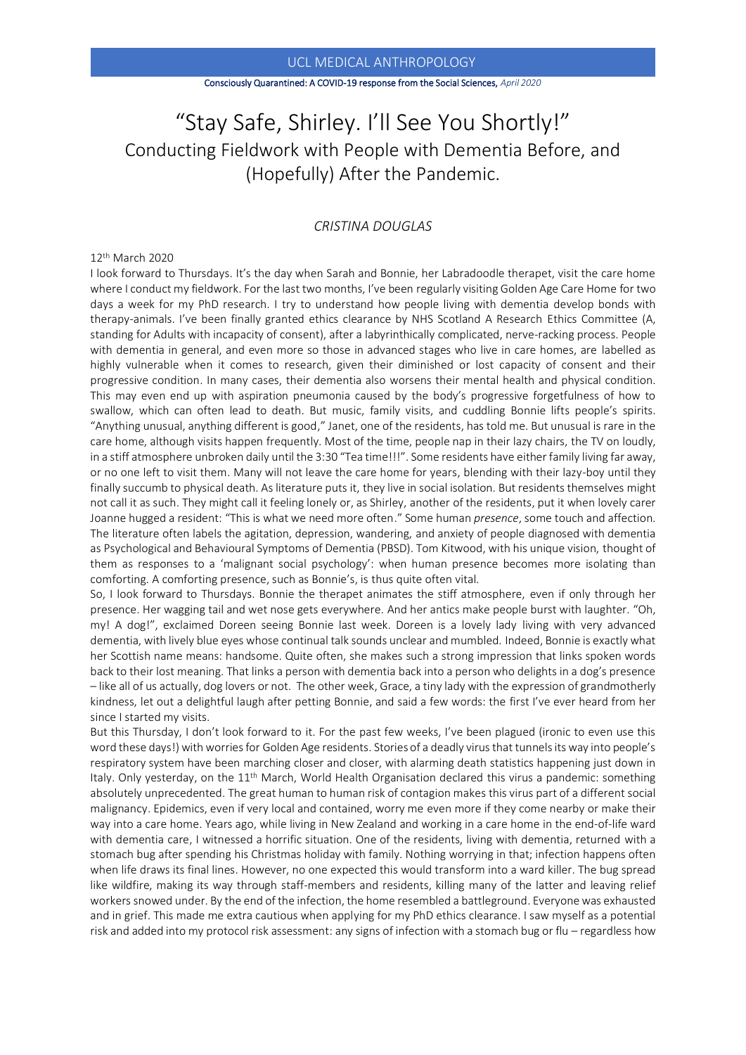# "Stay Safe, Shirley. I'll See You Shortly!"

## Conducting Fieldwork with People with Dementia Before, and (Hopefully) After the Pandemic.

*CRISTINA DOUGLAS*

12th March 2020

I look forward to Thursdays. It's the day when Sarah and Bonnie, her Labradoodle therapet, visit the care home where I conduct my fieldwork. For the last two months, I've been regularly visiting Golden Age Care Home for two days a week for my PhD research. I try to understand how people living with dementia develop bonds with therapy-animals. I've been finally granted ethics clearance by NHS Scotland A Research Ethics Committee (A, standing for Adults with incapacity of consent), after a labyrinthically complicated, nerve-racking process. People with dementia in general, and even more so those in advanced stages who live in care homes, are labelled as highly vulnerable when it comes to research, given their diminished or lost capacity of consent and their progressive condition. In many cases, their dementia also worsens their mental health and physical condition. This may even end up with aspiration pneumonia caused by the body's progressive forgetfulness of how to swallow, which can often lead to death. But music, family visits, and cuddling Bonnie lifts people's spirits. "Anything unusual, anything different is good," Janet, one of the residents, has told me. But unusual is rare in the care home, although visits happen frequently. Most of the time, people nap in their lazy chairs, the TV on loudly, in a stiff atmosphere unbroken daily until the 3:30 "Tea time!!!". Some residents have either family living far away, or no one left to visit them. Many will not leave the care home for years, blending with their lazy-boy until they finally succumb to physical death. As literature puts it, they live in social isolation. But residents themselves might not call it as such. They might call it feeling lonely or, as Shirley, another of the residents, put it when lovely carer Joanne hugged a resident: "This is what we need more often." Some human *presence*, some touch and affection. The literature often labels the agitation, depression, wandering, and anxiety of people diagnosed with dementia as Psychological and Behavioural Symptoms of Dementia (PBSD). Tom Kitwood, with his unique vision, thought of them as responses to a 'malignant social psychology': when human presence becomes more isolating than comforting. A comforting presence, such as Bonnie's, is thus quite often vital.

So, I look forward to Thursdays. Bonnie the therapet animates the stiff atmosphere, even if only through her presence. Her wagging tail and wet nose gets everywhere. And her antics make people burst with laughter. "Oh, my! A dog!", exclaimed Doreen seeing Bonnie last week. Doreen is a lovely lady living with very advanced dementia, with lively blue eyes whose continual talk sounds unclear and mumbled. Indeed, Bonnie is exactly what her Scottish name means: handsome. Quite often, she makes such a strong impression that links spoken words back to their lost meaning. That links a person with dementia back into a person who delights in a dog's presence – like all of us actually, dog lovers or not. The other week, Grace, a tiny lady with the expression of grandmotherly kindness, let out a delightful laugh after petting Bonnie, and said a few words: the first I've ever heard from her since I started my visits.

But this Thursday, I don't look forward to it. For the past few weeks, I've been plagued (ironic to even use this word these days!) with worries for Golden Age residents. Stories of a deadly virus that tunnels its way into people's respiratory system have been marching closer and closer, with alarming death statistics happening just down in Italy. Only yesterday, on the 11th March, World Health Organisation declared this virus a pandemic: something absolutely unprecedented. The great human to human risk of contagion makes this virus part of a different social malignancy. Epidemics, even if very local and contained, worry me even more if they come nearby or make their way into a care home. Years ago, while living in New Zealand and working in a care home in the end-of-life ward with dementia care, I witnessed a horrific situation. One of the residents, living with dementia, returned with a stomach bug after spending his Christmas holiday with family. Nothing worrying in that; infection happens often when life draws its final lines. However, no one expected this would transform into a ward killer. The bug spread like wildfire, making its way through staff-members and residents, killing many of the latter and leaving relief workers snowed under. By the end of the infection, the home resembled a battleground. Everyone was exhausted and in grief. This made me extra cautious when applying for my PhD ethics clearance. I saw myself as a potential risk and added into my protocol risk assessment: any signs of infection with a stomach bug or flu – regardless how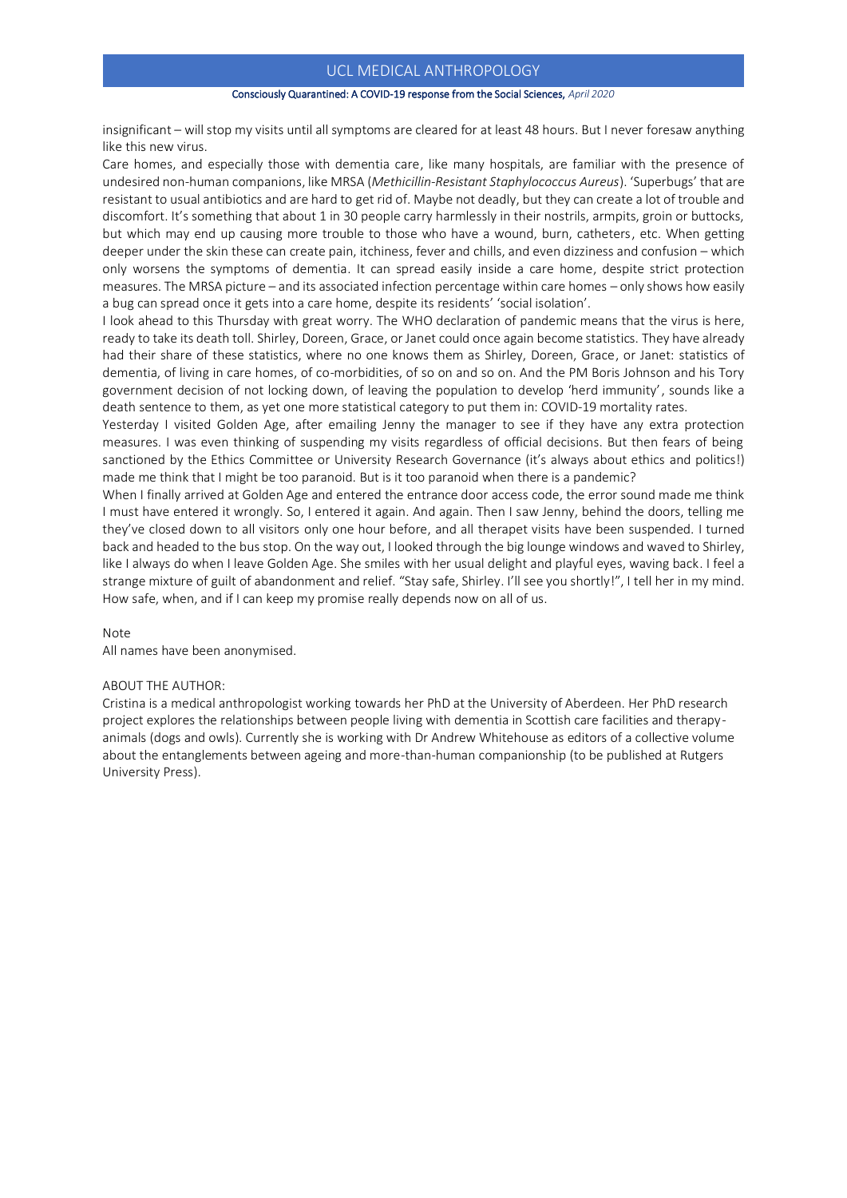insignificant – will stop my visits until all symptoms are cleared for at least 48 hours. But I never foresaw anything like this new virus.

Care homes, and especially those with dementia care, like many hospitals, are familiar with the presence of undesired non-human companions, like MRSA (*Methicillin-Resistant Staphylococcus Aureus*). 'Superbugs' that are resistant to usual antibiotics and are hard to get rid of. Maybe not deadly, but they can create a lot of trouble and discomfort. It's something that about 1 in 30 people carry harmlessly in their nostrils, armpits, groin or buttocks, but which may end up causing more trouble to those who have a wound, burn, catheters, etc. When getting deeper under the skin these can create pain, itchiness, fever and chills, and even dizziness and confusion – which only worsens the symptoms of dementia. It can spread easily inside a care home, despite strict protection measures. The MRSA picture – and its associated infection percentage within care homes – only shows how easily a bug can spread once it gets into a care home, despite its residents' 'social isolation'.

I look ahead to this Thursday with great worry. The WHO declaration of pandemic means that the virus is here, ready to take its death toll. Shirley, Doreen, Grace, or Janet could once again become statistics. They have already had their share of these statistics, where no one knows them as Shirley, Doreen, Grace, or Janet: statistics of dementia, of living in care homes, of co-morbidities, of so on and so on. And the PM Boris Johnson and his Tory government decision of not locking down, of leaving the population to develop 'herd immunity', sounds like a death sentence to them, as yet one more statistical category to put them in: COVID-19 mortality rates.

Yesterday I visited Golden Age, after emailing Jenny the manager to see if they have any extra protection measures. I was even thinking of suspending my visits regardless of official decisions. But then fears of being sanctioned by the Ethics Committee or University Research Governance (it's always about ethics and politics!) made me think that I might be too paranoid. But is it too paranoid when there is a pandemic?

When I finally arrived at Golden Age and entered the entrance door access code, the error sound made me think I must have entered it wrongly. So, I entered it again. And again. Then I saw Jenny, behind the doors, telling me they've closed down to all visitors only one hour before, and all therapet visits have been suspended. I turned back and headed to the bus stop. On the way out, I looked through the big lounge windows and waved to Shirley, like I always do when I leave Golden Age. She smiles with her usual delight and playful eyes, waving back. I feel a strange mixture of guilt of abandonment and relief. "Stay safe, Shirley. I'll see you shortly!", I tell her in my mind. How safe, when, and if I can keep my promise really depends now on all of us.

Note

All names have been anonymised.

ABOUT THE AUTHOR:

Cristina is a medical anthropologist working towards her PhD at the University of Aberdeen. Her PhD research project explores the relationships between people living with dementia in Scottish care facilities and therapy-animals (dogs and owls). Currently she is working with Dr Andrew Whitehouse as editors of a collective volume about the entanglements between ageing and more-than-human companionship (to be published at Rutgers University Press).